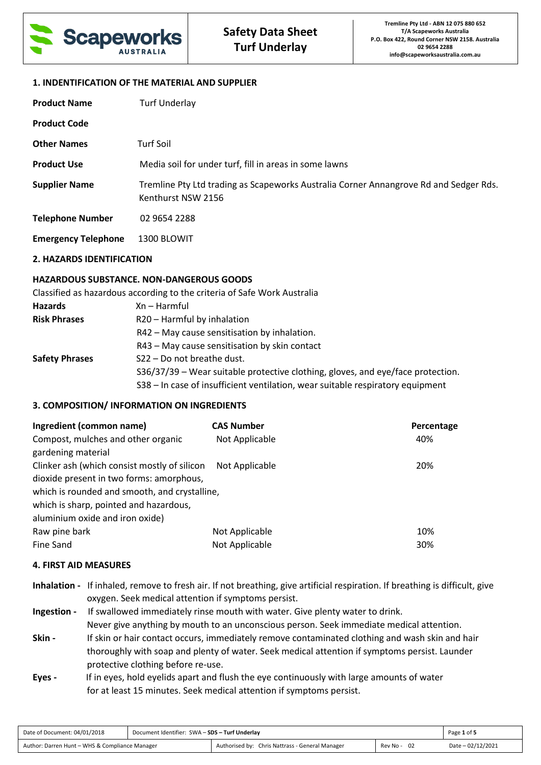# Safety Data Sheet Turf Underlay

Tremline Pty Ltd - ABN 12 075 880 652
T/A Scapeworks Australia
P.O. Box 422, Round Corner NSW 2158. Australia
02 9654 2288
info@scapeworksaustralia.com.au

## 1. INDENTIFICATION OF THE MATERIAL AND SUPPLIER

| | |
|---|---|
| **Product Name** | Turf Underlay |
| **Product Code** | |
| **Other Names** | Turf Soil |
| **Product Use** | Media soil for under turf, fill in areas in some lawns |
| **Supplier Name** | Tremline Pty Ltd trading as Scapeworks Australia Corner Annangrove Rd and Sedger Rds. Kenthurst NSW 2156 |
| **Telephone Number** | 02 9654 2288 |
| **Emergency Telephone** | 1300 BLOWIT |

## 2. HAZARDS IDENTIFICATION

### HAZARDOUS SUBSTANCE. NON-DANGEROUS GOODS

Classified as hazardous according to the criteria of Safe Work Australia

| | |
|---|---|
| **Hazards** | Xn – Harmful |
| **Risk Phrases** | R20 – Harmful by inhalation |
| | R42 – May cause sensitisation by inhalation. |
| | R43 – May cause sensitisation by skin contact |
| **Safety Phrases** | S22 – Do not breathe dust. |
| | S36/37/39 – Wear suitable protective clothing, gloves, and eye/face protection. |
| | S38 – In case of insufficient ventilation, wear suitable respiratory equipment |

## 3. COMPOSITION/ INFORMATION ON INGREDIENTS

| Ingredient (common name) | CAS Number | Percentage |
|---|---|---|
| Compost, mulches and other organic gardening material | Not Applicable | 40% |
| Clinker ash (which consist mostly of silicon dioxide present in two forms: amorphous, which is rounded and smooth, and crystalline, which is sharp, pointed and hazardous, aluminium oxide and iron oxide) | Not Applicable | 20% |
| Raw pine bark | Not Applicable | 10% |
| Fine Sand | Not Applicable | 30% |

## 4. FIRST AID MEASURES

**Inhalation -** If inhaled, remove to fresh air. If not breathing, give artificial respiration. If breathing is difficult, give oxygen. Seek medical attention if symptoms persist.

**Ingestion -** If swallowed immediately rinse mouth with water. Give plenty water to drink. Never give anything by mouth to an unconscious person. Seek immediate medical attention.

**Skin -** If skin or hair contact occurs, immediately remove contaminated clothing and wash skin and hair thoroughly with soap and plenty of water. Seek medical attention if symptoms persist. Launder protective clothing before re-use.

**Eyes -** If in eyes, hold eyelids apart and flush the eye continuously with large amounts of water for at least 15 minutes. Seek medical attention if symptoms persist.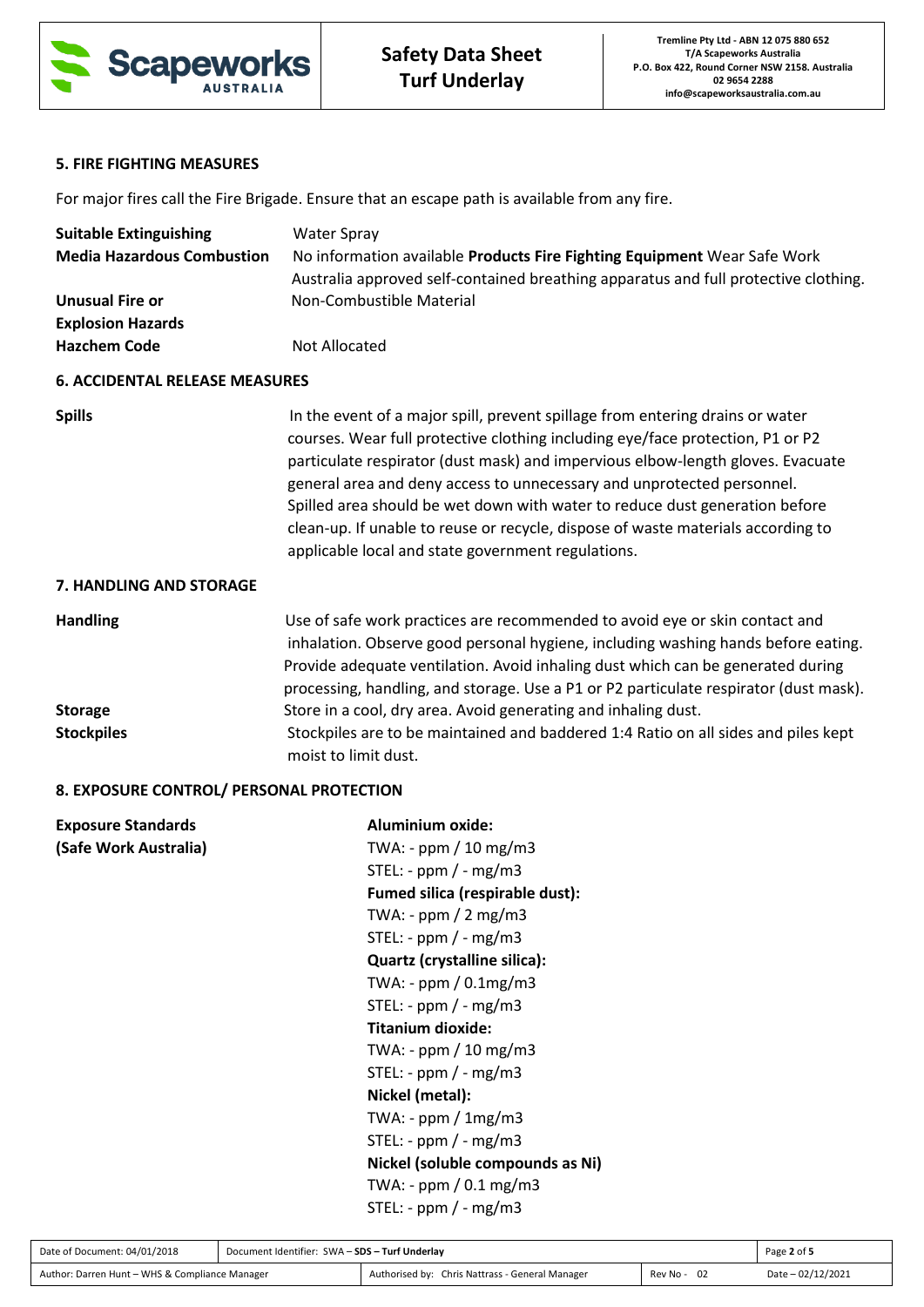## 5. FIRE FIGHTING MEASURES

For major fires call the Fire Brigade. Ensure that an escape path is available from any fire.

| | |
|---|---|
| **Suitable Extinguishing** | Water Spray |
| **Media Hazardous Combustion** | No information available **Products Fire Fighting Equipment** Wear Safe Work Australia approved self-contained breathing apparatus and full protective clothing. |
| **Unusual Fire or Explosion Hazards** | Non-Combustible Material |
| **Hazchem Code** | Not Allocated |

## 6. ACCIDENTAL RELEASE MEASURES

| | |
|---|---|
| **Spills** | In the event of a major spill, prevent spillage from entering drains or water courses. Wear full protective clothing including eye/face protection, P1 or P2 particulate respirator (dust mask) and impervious elbow-length gloves. Evacuate general area and deny access to unnecessary and unprotected personnel. Spilled area should be wet down with water to reduce dust generation before clean-up. If unable to reuse or recycle, dispose of waste materials according to applicable local and state government regulations. |

## 7. HANDLING AND STORAGE

| | |
|---|---|
| **Handling** | Use of safe work practices are recommended to avoid eye or skin contact and inhalation. Observe good personal hygiene, including washing hands before eating. Provide adequate ventilation. Avoid inhaling dust which can be generated during processing, handling, and storage. Use a P1 or P2 particulate respirator (dust mask). |
| **Storage** | Store in a cool, dry area. Avoid generating and inhaling dust. |
| **Stockpiles** | Stockpiles are to be maintained and baddered 1:4 Ratio on all sides and piles kept moist to limit dust. |

## 8. EXPOSURE CONTROL/ PERSONAL PROTECTION

**Exposure Standards (Safe Work Australia)**

**Aluminium oxide:**
TWA: - ppm / 10 mg/m3
STEL: - ppm / - mg/m3

**Fumed silica (respirable dust):**
TWA: - ppm / 2 mg/m3
STEL: - ppm / - mg/m3

**Quartz (crystalline silica):**
TWA: - ppm / 0.1mg/m3
STEL: - ppm / - mg/m3

**Titanium dioxide:**
TWA: - ppm / 10 mg/m3
STEL: - ppm / - mg/m3

**Nickel (metal):**
TWA: - ppm / 1mg/m3
STEL: - ppm / - mg/m3

**Nickel (soluble compounds as Ni)**
TWA: - ppm / 0.1 mg/m3
STEL: - ppm / - mg/m3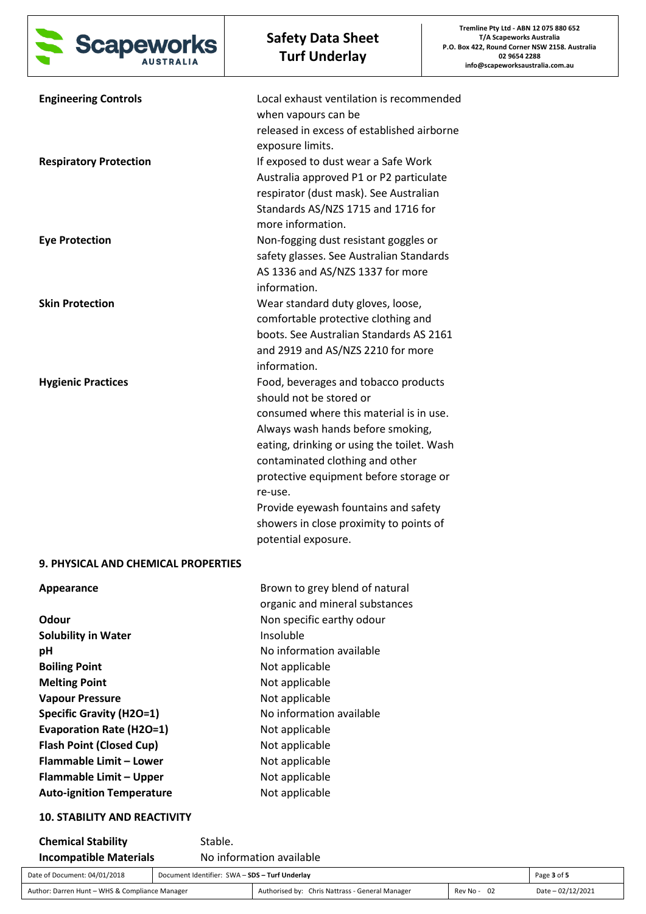**Engineering Controls** Local exhaust ventilation is recommended when vapours can be released in excess of established airborne exposure limits.

**Respiratory Protection** If exposed to dust wear a Safe Work Australia approved P1 or P2 particulate respirator (dust mask). See Australian Standards AS/NZS 1715 and 1716 for more information.

**Eye Protection** Non-fogging dust resistant goggles or safety glasses. See Australian Standards AS 1336 and AS/NZS 1337 for more information.

**Skin Protection** Wear standard duty gloves, loose, comfortable protective clothing and boots. See Australian Standards AS 2161 and 2919 and AS/NZS 2210 for more information.

**Hygienic Practices** Food, beverages and tobacco products should not be stored or consumed where this material is in use. Always wash hands before smoking, eating, drinking or using the toilet. Wash contaminated clothing and other protective equipment before storage or re-use.
Provide eyewash fountains and safety showers in close proximity to points of potential exposure.

## 9. PHYSICAL AND CHEMICAL PROPERTIES

| | |
|---|---|
| **Appearance** | Brown to grey blend of natural organic and mineral substances |
| **Odour** | Non specific earthy odour |
| **Solubility in Water** | Insoluble |
| **pH** | No information available |
| **Boiling Point** | Not applicable |
| **Melting Point** | Not applicable |
| **Vapour Pressure** | Not applicable |
| **Specific Gravity ($H_2O$=1)** | No information available |
| **Evaporation Rate ($H_2O$=1)** | Not applicable |
| **Flash Point (Closed Cup)** | Not applicable |
| **Flammable Limit – Lower** | Not applicable |
| **Flammable Limit – Upper** | Not applicable |
| **Auto-ignition Temperature** | Not applicable |

## 10. STABILITY AND REACTIVITY

| | |
|---|---|
| **Chemical Stability** | Stable. |
| **Incompatible Materials** | No information available |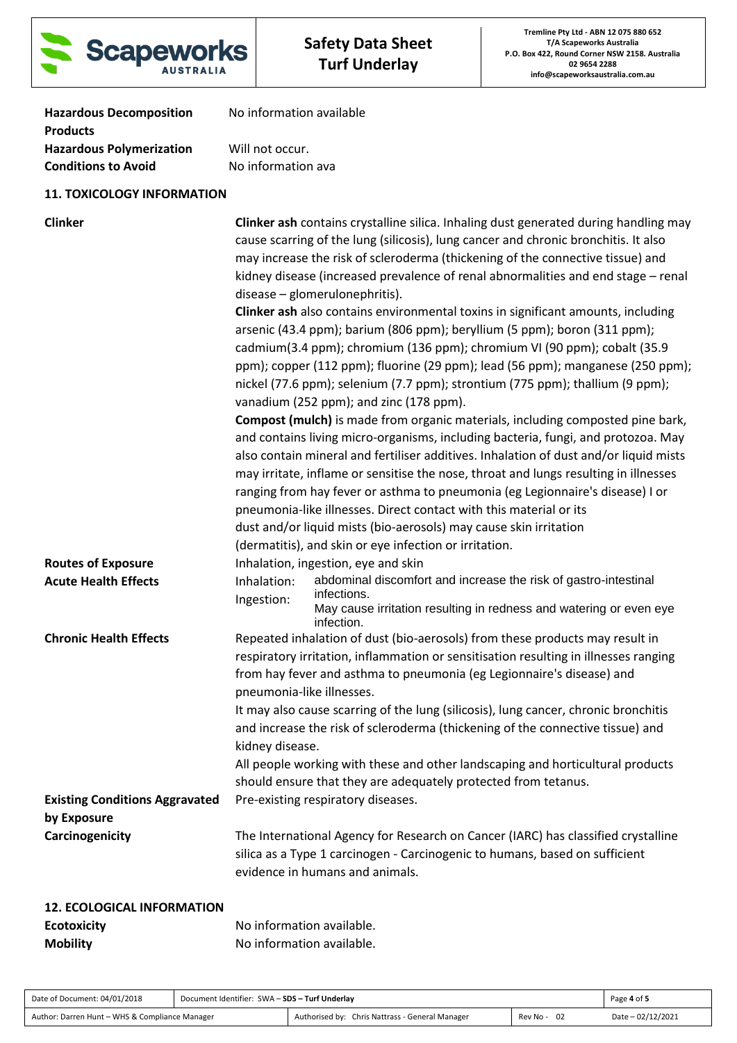| | |
|---|---|
| **Hazardous Decomposition Products** | No information available |
| **Hazardous Polymerization** | Will not occur. |
| **Conditions to Avoid** | No information ava |

## 11. TOXICOLOGY INFORMATION

| | |
|---|---|
| **Clinker** | **Clinker ash** contains crystalline silica. Inhaling dust generated during handling may cause scarring of the lung (silicosis), lung cancer and chronic bronchitis. It also may increase the risk of scleroderma (thickening of the connective tissue) and kidney disease (increased prevalence of renal abnormalities and end stage – renal disease – glomerulonephritis).<br>**Clinker ash** also contains environmental toxins in significant amounts, including arsenic (43.4 ppm); barium (806 ppm); beryllium (5 ppm); boron (311 ppm); cadmium(3.4 ppm); chromium (136 ppm); chromium VI (90 ppm); cobalt (35.9 ppm); copper (112 ppm); fluorine (29 ppm); lead (56 ppm); manganese (250 ppm); nickel (77.6 ppm); selenium (7.7 ppm); strontium (775 ppm); thallium (9 ppm); vanadium (252 ppm); and zinc (178 ppm).<br>**Compost (mulch)** is made from organic materials, including composted pine bark, and contains living micro-organisms, including bacteria, fungi, and protozoa. May also contain mineral and fertiliser additives. Inhalation of dust and/or liquid mists may irritate, inflame or sensitise the nose, throat and lungs resulting in illnesses ranging from hay fever or asthma to pneumonia (eg Legionnaire's disease) l or pneumonia-like illnesses. Direct contact with this material or its dust and/or liquid mists (bio-aerosols) may cause skin irritation (dermatitis), and skin or eye infection or irritation. |
| **Routes of Exposure** | Inhalation, ingestion, eye and skin |
| **Acute Health Effects** | Inhalation: abdominal discomfort and increase the risk of gastro-intestinal infections.<br>Ingestion: May cause irritation resulting in redness and watering or even eye infection. |
| **Chronic Health Effects** | Repeated inhalation of dust (bio-aerosols) from these products may result in respiratory irritation, inflammation or sensitisation resulting in illnesses ranging from hay fever and asthma to pneumonia (eg Legionnaire's disease) and pneumonia-like illnesses.<br>It may also cause scarring of the lung (silicosis), lung cancer, chronic bronchitis and increase the risk of scleroderma (thickening of the connective tissue) and kidney disease.<br>All people working with these and other landscaping and horticultural products should ensure that they are adequately protected from tetanus. |
| **Existing Conditions Aggravated by Exposure** | Pre-existing respiratory diseases. |
| **Carcinogenicity** | The International Agency for Research on Cancer (IARC) has classified crystalline silica as a Type 1 carcinogen - Carcinogenic to humans, based on sufficient evidence in humans and animals. |

## 12. ECOLOGICAL INFORMATION

| | |
|---|---|
| **Ecotoxicity** | No information available. |
| **Mobility** | No information available. |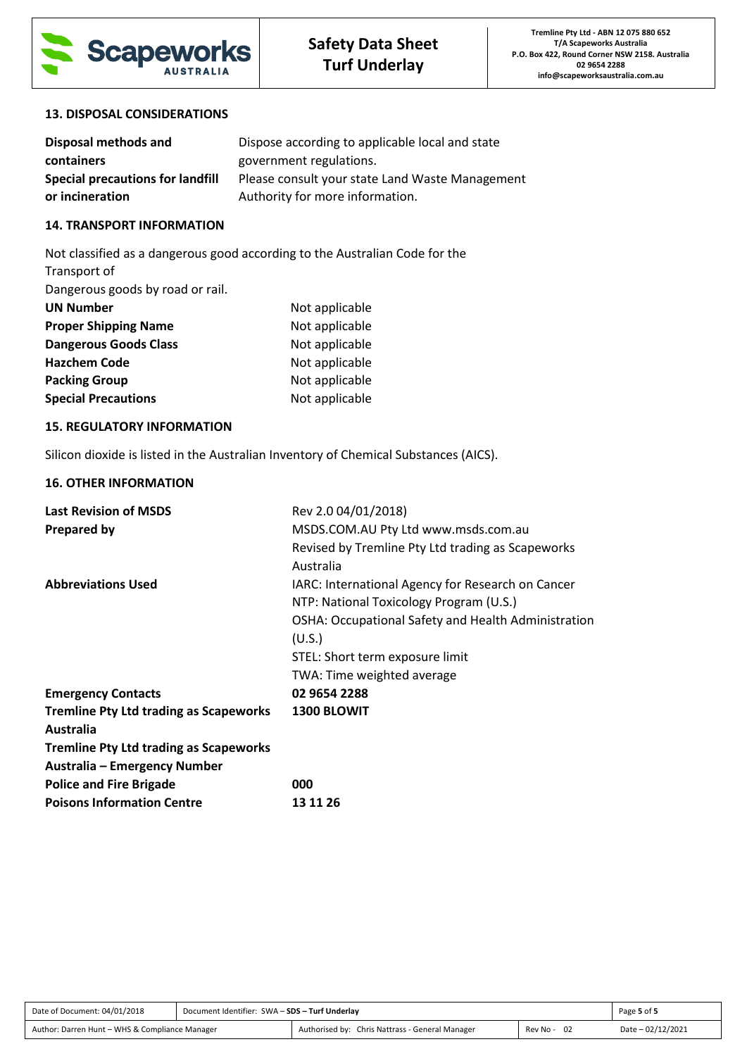## 13. DISPOSAL CONSIDERATIONS

| | |
|---|---|
| **Disposal methods and containers** | Dispose according to applicable local and state government regulations. |
| **Special precautions for landfill or incineration** | Please consult your state Land Waste Management Authority for more information. |

## 14. TRANSPORT INFORMATION

Not classified as a dangerous good according to the Australian Code for the Transport of Dangerous goods by road or rail.

| | |
|---|---|
| **UN Number** | Not applicable |
| **Proper Shipping Name** | Not applicable |
| **Dangerous Goods Class** | Not applicable |
| **Hazchem Code** | Not applicable |
| **Packing Group** | Not applicable |
| **Special Precautions** | Not applicable |

## 15. REGULATORY INFORMATION

Silicon dioxide is listed in the Australian Inventory of Chemical Substances (AICS).

## 16. OTHER INFORMATION

| | |
|---|---|
| **Last Revision of MSDS** | Rev 2.0 04/01/2018) |
| **Prepared by** | MSDS.COM.AU Pty Ltd www.msds.com.au<br>Revised by Tremline Pty Ltd trading as Scapeworks Australia |
| **Abbreviations Used** | IARC: International Agency for Research on Cancer<br>NTP: National Toxicology Program (U.S.)<br>OSHA: Occupational Safety and Health Administration (U.S.)<br>STEL: Short term exposure limit<br>TWA: Time weighted average |
| **Emergency Contacts** | |
| **Tremline Pty Ltd trading as Scapeworks Australia** | **02 9654 2288** |
| **Tremline Pty Ltd trading as Scapeworks Australia – Emergency Number** | **1300 BLOWIT** |
| **Police and Fire Brigade** | **000** |
| **Poisons Information Centre** | **13 11 26** |